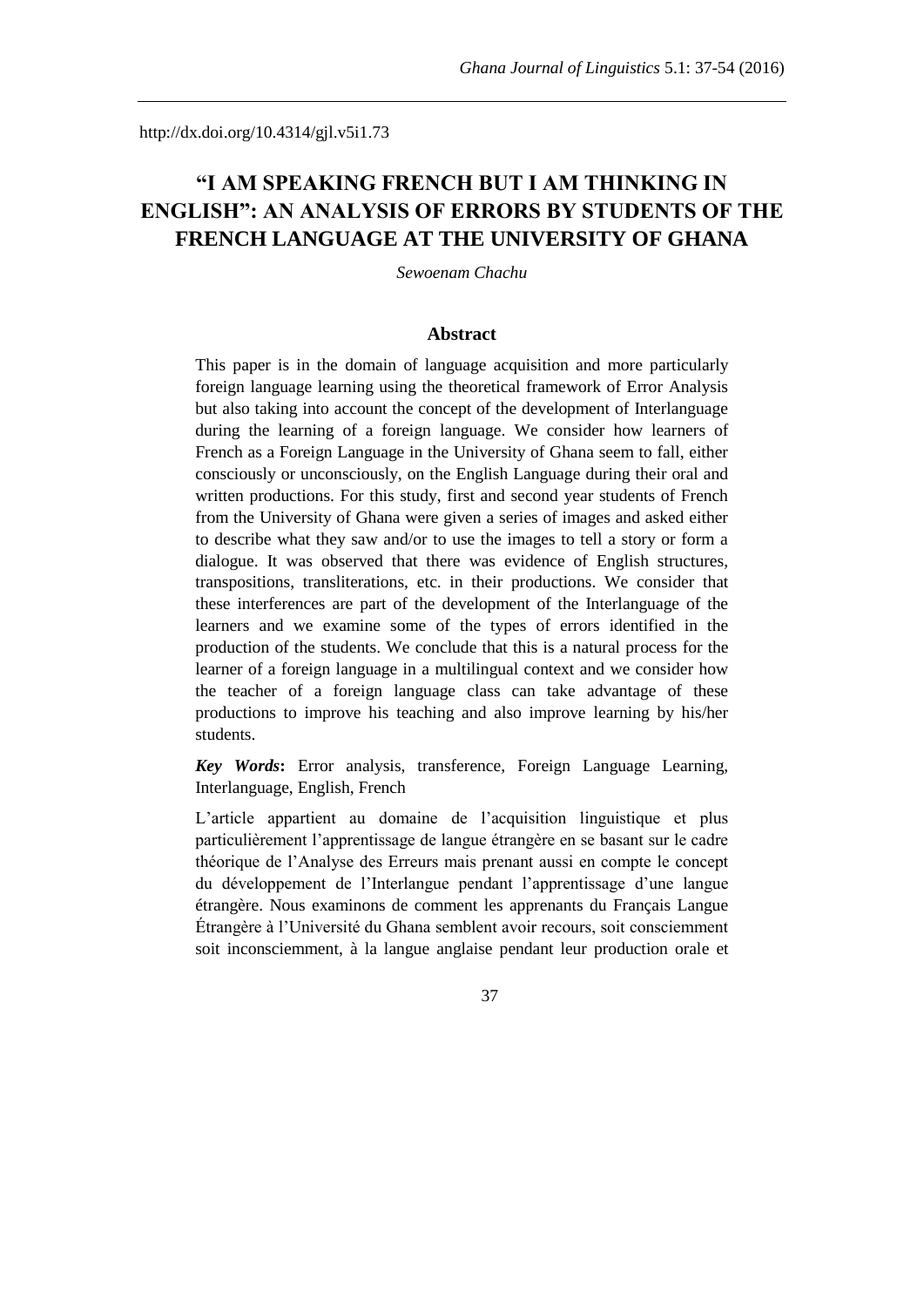http://dx.doi.org/10.4314/gjl.v5i1.73

# "I AM SPEAKING FRENCH BUT I AM THINKING IN ENGLISH": AN ANALYSIS OF ERRORS BY STUDENTS OF THE FRENCH LANGUAGE AT THE UNIVERSITY OF GHANA

*Sewoenam Chachu*

## Abstract

This paper is in the domain of language acquisition and more particularly foreign language learning using the theoretical framework of Error Analysis but also taking into account the concept of the development of Interlanguage during the learning of a foreign language. We consider how learners of French as a Foreign Language in the University of Ghana seem to fall, either consciously or unconsciously, on the English Language during their oral and written productions. For this study, first and second year students of French from the University of Ghana were given a series of images and asked either to describe what they saw and/or to use the images to tell a story or form a dialogue. It was observed that there was evidence of English structures, transpositions, transliterations, etc. in their productions. We consider that these interferences are part of the development of the Interlanguage of the learners and we examine some of the types of errors identified in the production of the students. We conclude that this is a natural process for the learner of a foreign language in a multilingual context and we consider how the teacher of a foreign language class can take advantage of these productions to improve his teaching and also improve learning by his/her students.

***Key Words*:** Error analysis, transference, Foreign Language Learning, Interlanguage, English, French

L'article appartient au domaine de l'acquisition linguistique et plus particulièrement l'apprentissage de langue étrangère en se basant sur le cadre théorique de l'Analyse des Erreurs mais prenant aussi en compte le concept du développement de l'Interlangue pendant l'apprentissage d'une langue étrangère. Nous examinons de comment les apprenants du Français Langue Étrangère à l'Université du Ghana semblent avoir recours, soit consciemment soit inconsciemment, à la langue anglaise pendant leur production orale et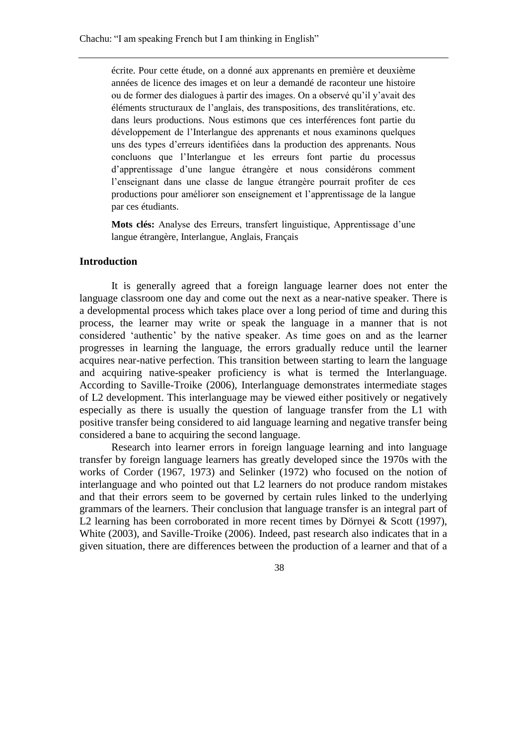écrite. Pour cette étude, on a donné aux apprenants en première et deuxième années de licence des images et on leur a demandé de raconteur une histoire ou de former des dialogues à partir des images. On a observé qu'il y'avait des éléments structuraux de l'anglais, des transpositions, des translitérations, etc. dans leurs productions. Nous estimons que ces interférences font partie du développement de l'Interlangue des apprenants et nous examinons quelques uns des types d'erreurs identifiées dans la production des apprenants. Nous concluons que l'Interlangue et les erreurs font partie du processus d'apprentissage d'une langue étrangère et nous considérons comment l'enseignant dans une classe de langue étrangère pourrait profiter de ces productions pour améliorer son enseignement et l'apprentissage de la langue par ces étudiants.

**Mots clés:** Analyse des Erreurs, transfert linguistique, Apprentissage d'une langue étrangère, Interlangue, Anglais, Français

## Introduction

It is generally agreed that a foreign language learner does not enter the language classroom one day and come out the next as a near-native speaker. There is a developmental process which takes place over a long period of time and during this process, the learner may write or speak the language in a manner that is not considered 'authentic' by the native speaker. As time goes on and as the learner progresses in learning the language, the errors gradually reduce until the learner acquires near-native perfection. This transition between starting to learn the language and acquiring native-speaker proficiency is what is termed the Interlanguage. According to Saville-Troike (2006), Interlanguage demonstrates intermediate stages of L2 development. This interlanguage may be viewed either positively or negatively especially as there is usually the question of language transfer from the L1 with positive transfer being considered to aid language learning and negative transfer being considered a bane to acquiring the second language.

Research into learner errors in foreign language learning and into language transfer by foreign language learners has greatly developed since the 1970s with the works of Corder (1967, 1973) and Selinker (1972) who focused on the notion of interlanguage and who pointed out that L2 learners do not produce random mistakes and that their errors seem to be governed by certain rules linked to the underlying grammars of the learners. Their conclusion that language transfer is an integral part of L2 learning has been corroborated in more recent times by Dörnyei & Scott (1997), White (2003), and Saville-Troike (2006). Indeed, past research also indicates that in a given situation, there are differences between the production of a learner and that of a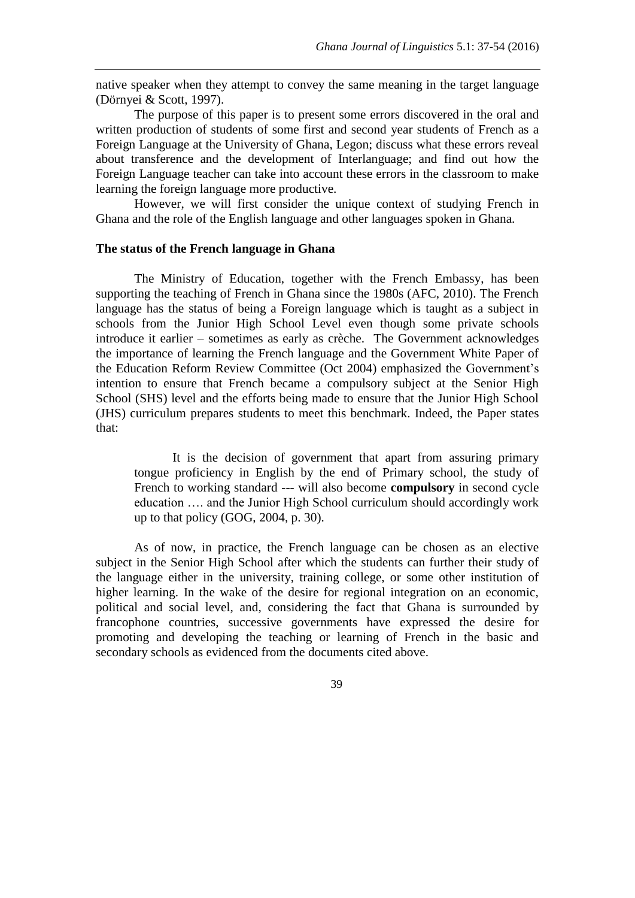native speaker when they attempt to convey the same meaning in the target language (Dörnyei & Scott, 1997).

The purpose of this paper is to present some errors discovered in the oral and written production of students of some first and second year students of French as a Foreign Language at the University of Ghana, Legon; discuss what these errors reveal about transference and the development of Interlanguage; and find out how the Foreign Language teacher can take into account these errors in the classroom to make learning the foreign language more productive.

However, we will first consider the unique context of studying French in Ghana and the role of the English language and other languages spoken in Ghana.

## The status of the French language in Ghana

The Ministry of Education, together with the French Embassy, has been supporting the teaching of French in Ghana since the 1980s (AFC, 2010). The French language has the status of being a Foreign language which is taught as a subject in schools from the Junior High School Level even though some private schools introduce it earlier – sometimes as early as crèche. The Government acknowledges the importance of learning the French language and the Government White Paper of the Education Reform Review Committee (Oct 2004) emphasized the Government's intention to ensure that French became a compulsory subject at the Senior High School (SHS) level and the efforts being made to ensure that the Junior High School (JHS) curriculum prepares students to meet this benchmark. Indeed, the Paper states that:

> It is the decision of government that apart from assuring primary tongue proficiency in English by the end of Primary school, the study of French to working standard --- will also become **compulsory** in second cycle education …. and the Junior High School curriculum should accordingly work up to that policy (GOG, 2004, p. 30).

As of now, in practice, the French language can be chosen as an elective subject in the Senior High School after which the students can further their study of the language either in the university, training college, or some other institution of higher learning. In the wake of the desire for regional integration on an economic, political and social level, and, considering the fact that Ghana is surrounded by francophone countries, successive governments have expressed the desire for promoting and developing the teaching or learning of French in the basic and secondary schools as evidenced from the documents cited above.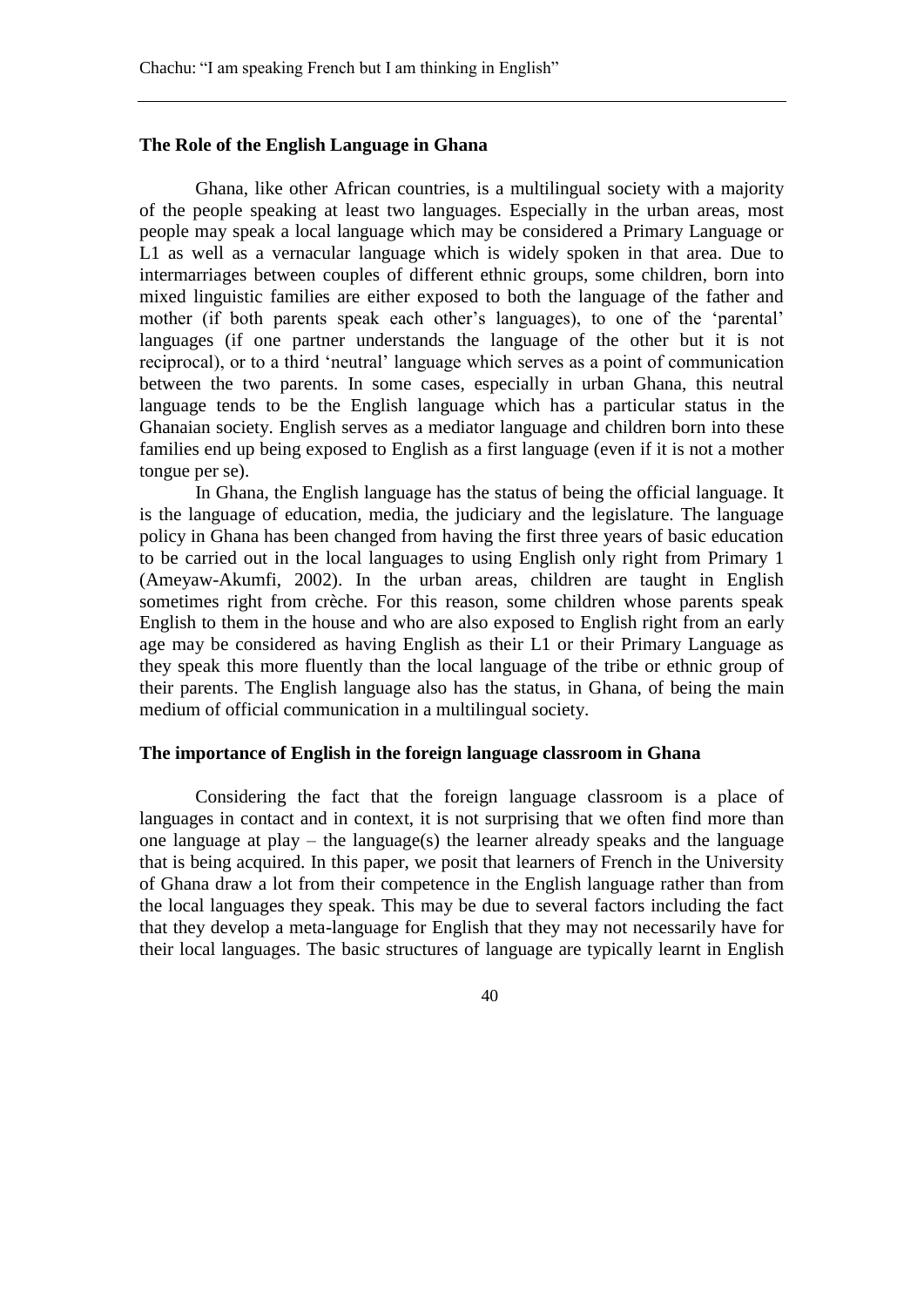### The Role of the English Language in Ghana

Ghana, like other African countries, is a multilingual society with a majority of the people speaking at least two languages. Especially in the urban areas, most people may speak a local language which may be considered a Primary Language or L1 as well as a vernacular language which is widely spoken in that area. Due to intermarriages between couples of different ethnic groups, some children, born into mixed linguistic families are either exposed to both the language of the father and mother (if both parents speak each other's languages), to one of the 'parental' languages (if one partner understands the language of the other but it is not reciprocal), or to a third 'neutral' language which serves as a point of communication between the two parents. In some cases, especially in urban Ghana, this neutral language tends to be the English language which has a particular status in the Ghanaian society. English serves as a mediator language and children born into these families end up being exposed to English as a first language (even if it is not a mother tongue per se).

In Ghana, the English language has the status of being the official language. It is the language of education, media, the judiciary and the legislature. The language policy in Ghana has been changed from having the first three years of basic education to be carried out in the local languages to using English only right from Primary 1 (Ameyaw-Akumfi, 2002). In the urban areas, children are taught in English sometimes right from crèche. For this reason, some children whose parents speak English to them in the house and who are also exposed to English right from an early age may be considered as having English as their L1 or their Primary Language as they speak this more fluently than the local language of the tribe or ethnic group of their parents. The English language also has the status, in Ghana, of being the main medium of official communication in a multilingual society.

### The importance of English in the foreign language classroom in Ghana

Considering the fact that the foreign language classroom is a place of languages in contact and in context, it is not surprising that we often find more than one language at play – the language(s) the learner already speaks and the language that is being acquired. In this paper, we posit that learners of French in the University of Ghana draw a lot from their competence in the English language rather than from the local languages they speak. This may be due to several factors including the fact that they develop a meta-language for English that they may not necessarily have for their local languages. The basic structures of language are typically learnt in English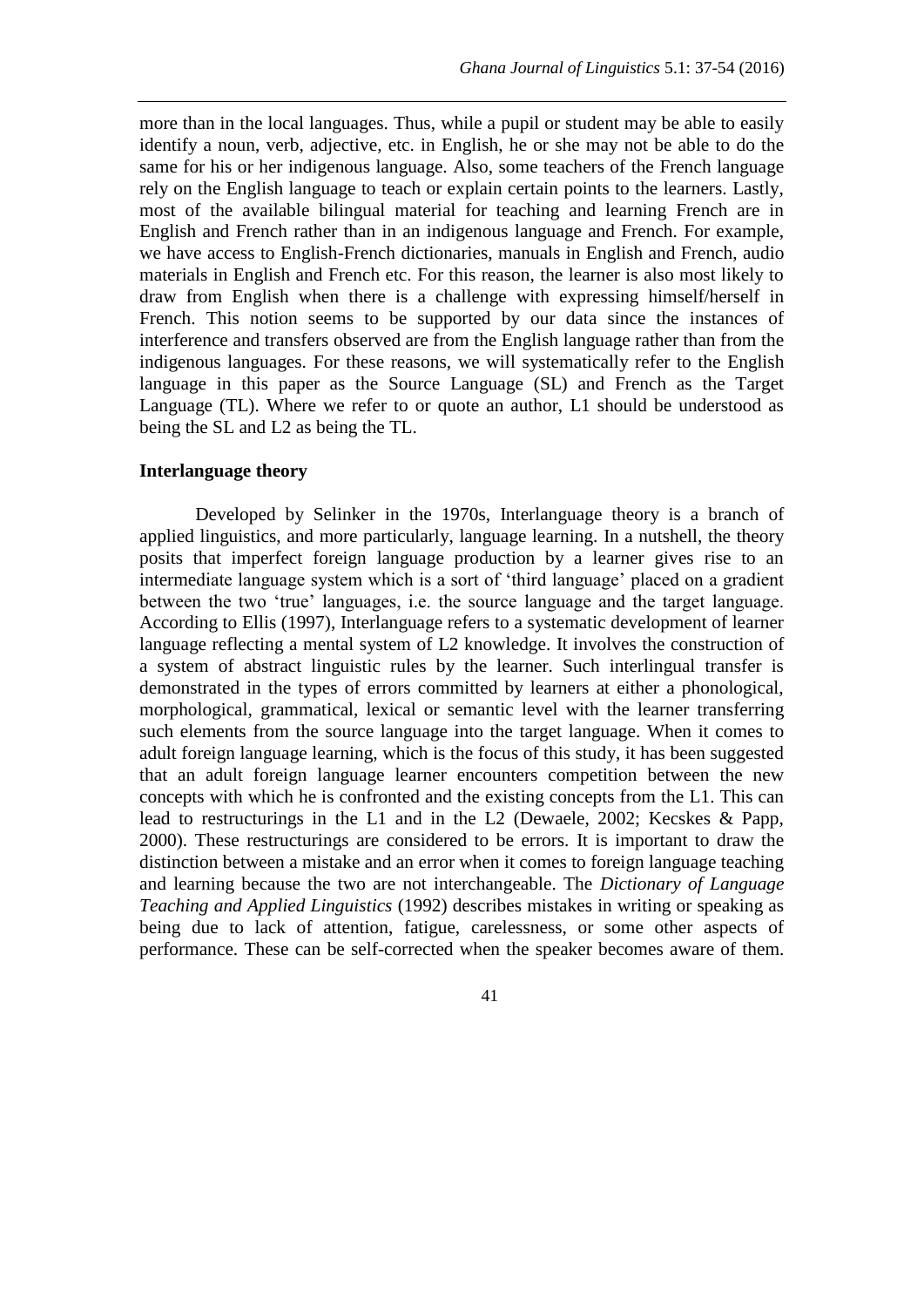more than in the local languages. Thus, while a pupil or student may be able to easily identify a noun, verb, adjective, etc. in English, he or she may not be able to do the same for his or her indigenous language. Also, some teachers of the French language rely on the English language to teach or explain certain points to the learners. Lastly, most of the available bilingual material for teaching and learning French are in English and French rather than in an indigenous language and French. For example, we have access to English-French dictionaries, manuals in English and French, audio materials in English and French etc. For this reason, the learner is also most likely to draw from English when there is a challenge with expressing himself/herself in French. This notion seems to be supported by our data since the instances of interference and transfers observed are from the English language rather than from the indigenous languages. For these reasons, we will systematically refer to the English language in this paper as the Source Language (SL) and French as the Target Language (TL). Where we refer to or quote an author, L1 should be understood as being the SL and L2 as being the TL.

### Interlanguage theory

Developed by Selinker in the 1970s, Interlanguage theory is a branch of applied linguistics, and more particularly, language learning. In a nutshell, the theory posits that imperfect foreign language production by a learner gives rise to an intermediate language system which is a sort of 'third language' placed on a gradient between the two 'true' languages, i.e. the source language and the target language. According to Ellis (1997), Interlanguage refers to a systematic development of learner language reflecting a mental system of L2 knowledge. It involves the construction of a system of abstract linguistic rules by the learner. Such interlingual transfer is demonstrated in the types of errors committed by learners at either a phonological, morphological, grammatical, lexical or semantic level with the learner transferring such elements from the source language into the target language. When it comes to adult foreign language learning, which is the focus of this study, it has been suggested that an adult foreign language learner encounters competition between the new concepts with which he is confronted and the existing concepts from the L1. This can lead to restructurings in the L1 and in the L2 (Dewaele, 2002; Kecskes & Papp, 2000). These restructurings are considered to be errors. It is important to draw the distinction between a mistake and an error when it comes to foreign language teaching and learning because the two are not interchangeable. The *Dictionary of Language Teaching and Applied Linguistics* (1992) describes mistakes in writing or speaking as being due to lack of attention, fatigue, carelessness, or some other aspects of performance. These can be self-corrected when the speaker becomes aware of them.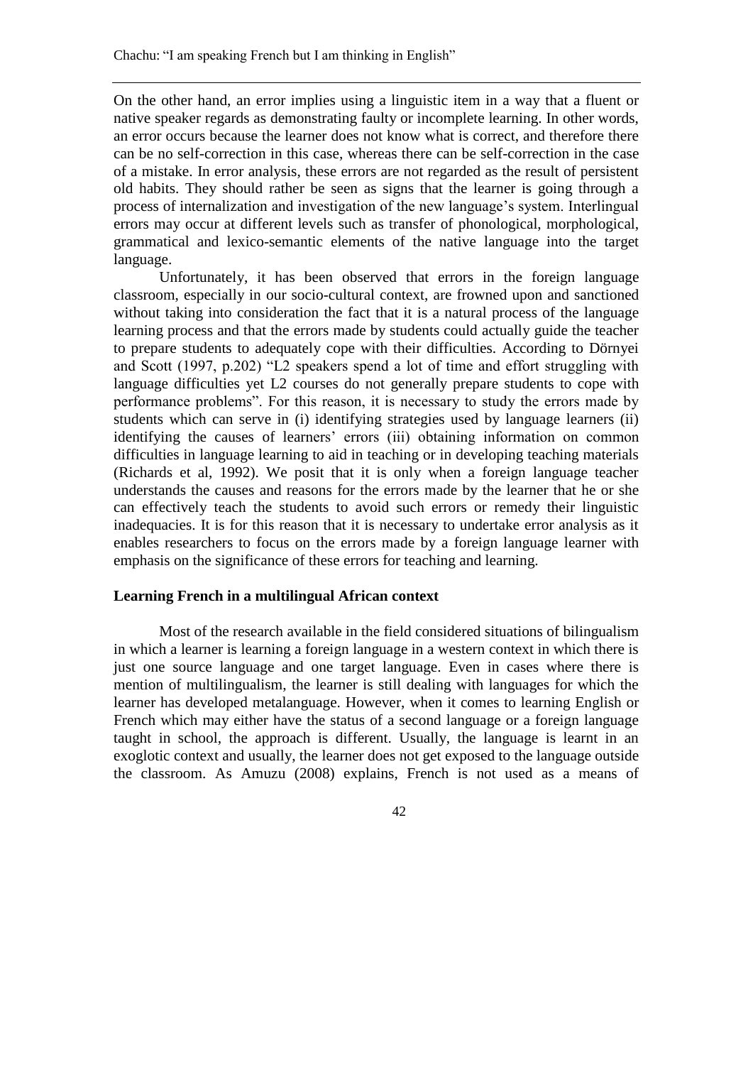On the other hand, an error implies using a linguistic item in a way that a fluent or native speaker regards as demonstrating faulty or incomplete learning. In other words, an error occurs because the learner does not know what is correct, and therefore there can be no self-correction in this case, whereas there can be self-correction in the case of a mistake. In error analysis, these errors are not regarded as the result of persistent old habits. They should rather be seen as signs that the learner is going through a process of internalization and investigation of the new language's system. Interlingual errors may occur at different levels such as transfer of phonological, morphological, grammatical and lexico-semantic elements of the native language into the target language.

Unfortunately, it has been observed that errors in the foreign language classroom, especially in our socio-cultural context, are frowned upon and sanctioned without taking into consideration the fact that it is a natural process of the language learning process and that the errors made by students could actually guide the teacher to prepare students to adequately cope with their difficulties. According to Dörnyei and Scott (1997, p.202) "L2 speakers spend a lot of time and effort struggling with language difficulties yet L2 courses do not generally prepare students to cope with performance problems". For this reason, it is necessary to study the errors made by students which can serve in (i) identifying strategies used by language learners (ii) identifying the causes of learners' errors (iii) obtaining information on common difficulties in language learning to aid in teaching or in developing teaching materials (Richards et al, 1992). We posit that it is only when a foreign language teacher understands the causes and reasons for the errors made by the learner that he or she can effectively teach the students to avoid such errors or remedy their linguistic inadequacies. It is for this reason that it is necessary to undertake error analysis as it enables researchers to focus on the errors made by a foreign language learner with emphasis on the significance of these errors for teaching and learning.

## Learning French in a multilingual African context

Most of the research available in the field considered situations of bilingualism in which a learner is learning a foreign language in a western context in which there is just one source language and one target language. Even in cases where there is mention of multilingualism, the learner is still dealing with languages for which the learner has developed metalanguage. However, when it comes to learning English or French which may either have the status of a second language or a foreign language taught in school, the approach is different. Usually, the language is learnt in an exoglotic context and usually, the learner does not get exposed to the language outside the classroom. As Amuzu (2008) explains, French is not used as a means of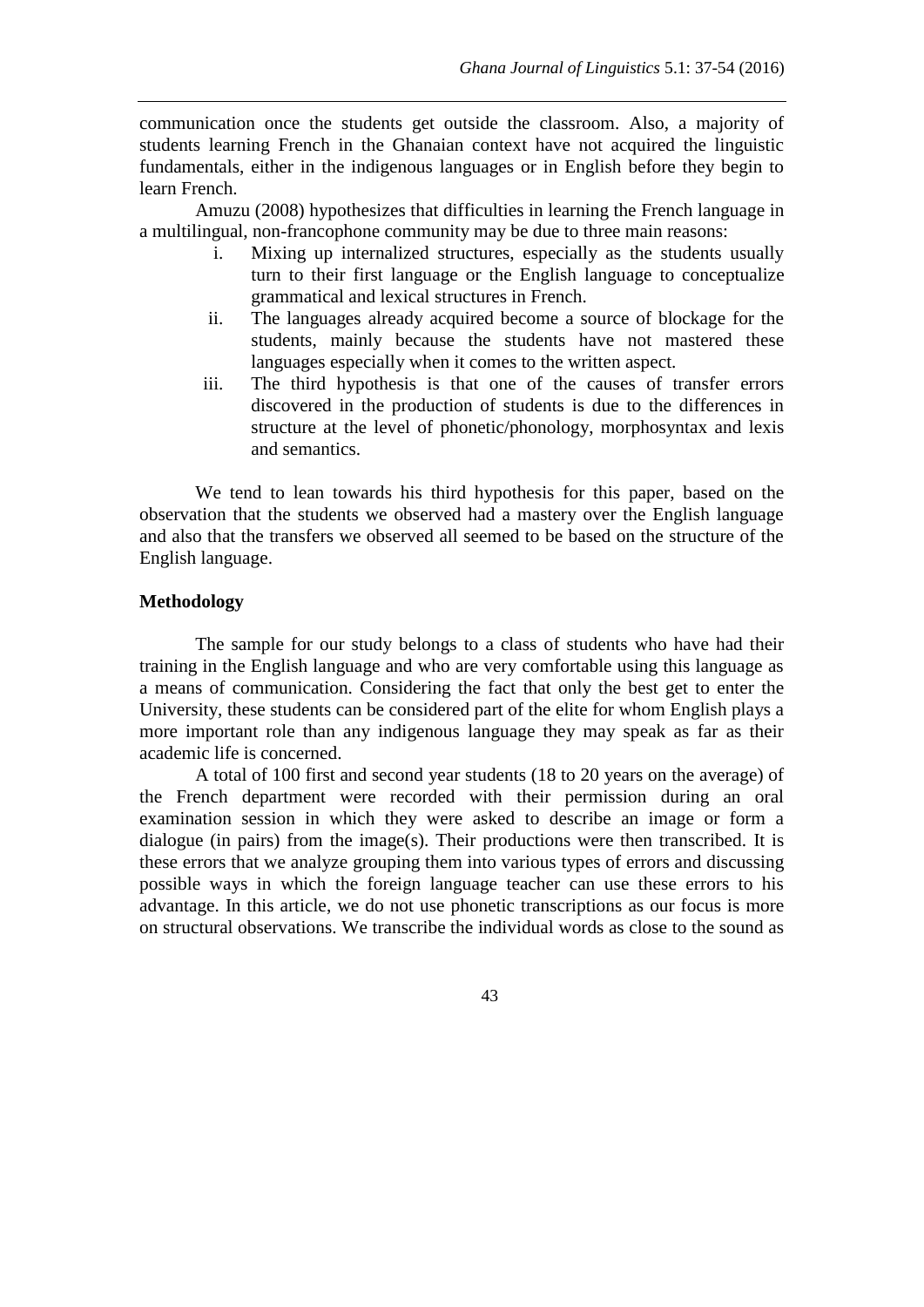communication once the students get outside the classroom. Also, a majority of students learning French in the Ghanaian context have not acquired the linguistic fundamentals, either in the indigenous languages or in English before they begin to learn French.

Amuzu (2008) hypothesizes that difficulties in learning the French language in a multilingual, non-francophone community may be due to three main reasons:

i. Mixing up internalized structures, especially as the students usually turn to their first language or the English language to conceptualize grammatical and lexical structures in French.
ii. The languages already acquired become a source of blockage for the students, mainly because the students have not mastered these languages especially when it comes to the written aspect.
iii. The third hypothesis is that one of the causes of transfer errors discovered in the production of students is due to the differences in structure at the level of phonetic/phonology, morphosyntax and lexis and semantics.

We tend to lean towards his third hypothesis for this paper, based on the observation that the students we observed had a mastery over the English language and also that the transfers we observed all seemed to be based on the structure of the English language.

## Methodology

The sample for our study belongs to a class of students who have had their training in the English language and who are very comfortable using this language as a means of communication. Considering the fact that only the best get to enter the University, these students can be considered part of the elite for whom English plays a more important role than any indigenous language they may speak as far as their academic life is concerned.

A total of 100 first and second year students (18 to 20 years on the average) of the French department were recorded with their permission during an oral examination session in which they were asked to describe an image or form a dialogue (in pairs) from the image(s). Their productions were then transcribed. It is these errors that we analyze grouping them into various types of errors and discussing possible ways in which the foreign language teacher can use these errors to his advantage. In this article, we do not use phonetic transcriptions as our focus is more on structural observations. We transcribe the individual words as close to the sound as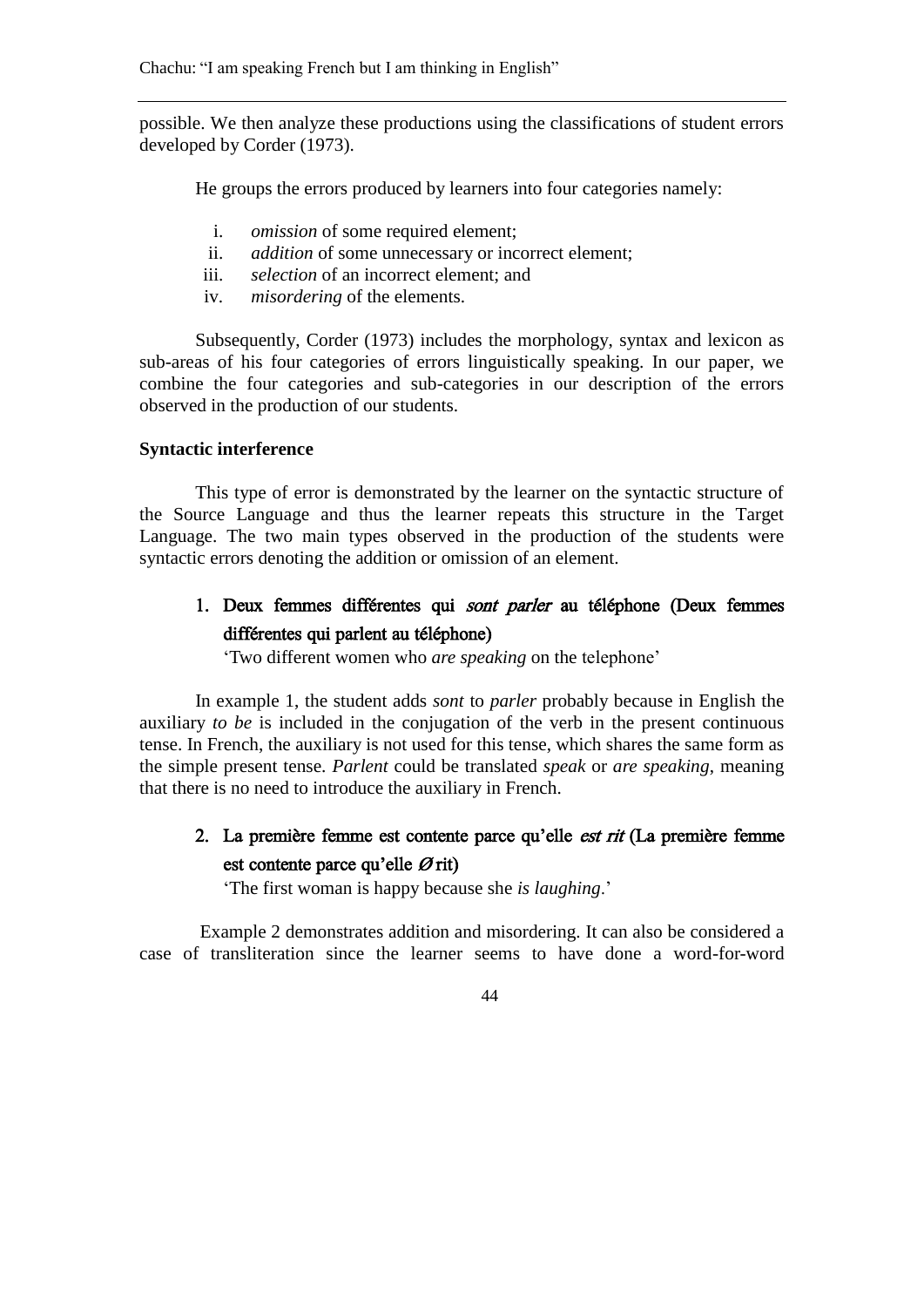possible. We then analyze these productions using the classifications of student errors developed by Corder (1973).

He groups the errors produced by learners into four categories namely:

i. *omission* of some required element;
ii. *addition* of some unnecessary or incorrect element;
iii. *selection* of an incorrect element; and
iv. *misordering* of the elements.

Subsequently, Corder (1973) includes the morphology, syntax and lexicon as sub-areas of his four categories of errors linguistically speaking. In our paper, we combine the four categories and sub-categories in our description of the errors observed in the production of our students.

**Syntactic interference**

This type of error is demonstrated by the learner on the syntactic structure of the Source Language and thus the learner repeats this structure in the Target Language. The two main types observed in the production of the students were syntactic errors denoting the addition or omission of an element.

1. **Deux femmes différentes qui *sont parler* au téléphone (Deux femmes différentes qui parlent au téléphone)**
   'Two different women who *are speaking* on the telephone'

In example 1, the student adds *sont* to *parler* probably because in English the auxiliary *to be* is included in the conjugation of the verb in the present continuous tense. In French, the auxiliary is not used for this tense, which shares the same form as the simple present tense. *Parlent* could be translated *speak* or *are speaking*, meaning that there is no need to introduce the auxiliary in French.

2. **La première femme est contente parce qu'elle *est rit* (La première femme est contente parce qu'elle Ø rit)**
   'The first woman is happy because she *is laughing*.'

Example 2 demonstrates addition and misordering. It can also be considered a case of transliteration since the learner seems to have done a word-for-word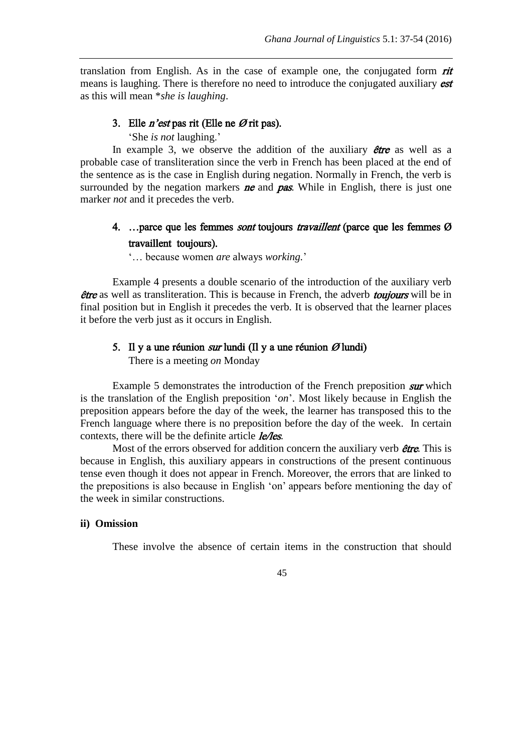translation from English. As in the case of example one, the conjugated form ***rit*** means is laughing. There is therefore no need to introduce the conjugated auxiliary ***est*** as this will mean **she is laughing*.

**3. Elle *n'est* pas rit (Elle ne Ø rit pas).**

'She *is not* laughing.'

In example 3, we observe the addition of the auxiliary ***être*** as well as a probable case of transliteration since the verb in French has been placed at the end of the sentence as is the case in English during negation. Normally in French, the verb is surrounded by the negation markers ***ne*** and ***pas***. While in English, there is just one marker *not* and it precedes the verb.

**4. …parce que les femmes *sont* toujours *travaillent* (parce que les femmes Ø travaillent toujours).**

'… because women *are* always *working*.'

Example 4 presents a double scenario of the introduction of the auxiliary verb ***être*** as well as transliteration. This is because in French, the adverb ***toujours*** will be in final position but in English it precedes the verb. It is observed that the learner places it before the verb just as it occurs in English.

**5. Il y a une réunion *sur* lundi (Il y a une réunion Ø lundi)**

There is a meeting *on* Monday

Example 5 demonstrates the introduction of the French preposition ***sur*** which is the translation of the English preposition '*on*'. Most likely because in English the preposition appears before the day of the week, the learner has transposed this to the French language where there is no preposition before the day of the week. In certain contexts, there will be the definite article ***le/les***.

Most of the errors observed for addition concern the auxiliary verb ***être***. This is because in English, this auxiliary appears in constructions of the present continuous tense even though it does not appear in French. Moreover, the errors that are linked to the prepositions is also because in English 'on' appears before mentioning the day of the week in similar constructions.

**ii) Omission**

These involve the absence of certain items in the construction that should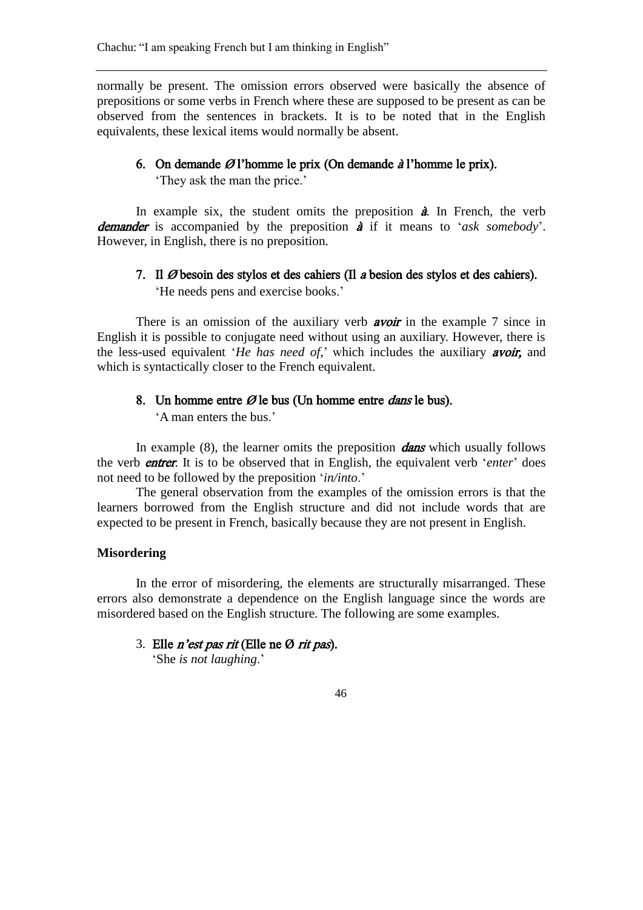normally be present. The omission errors observed were basically the absence of prepositions or some verbs in French where these are supposed to be present as can be observed from the sentences in brackets. It is to be noted that in the English equivalents, these lexical items would normally be absent.

6. **On demande Ø l'homme le prix (On demande *à* l'homme le prix).**
   'They ask the man the price.'

In example six, the student omits the preposition ***à***. In French, the verb ***demander*** is accompanied by the preposition ***à*** if it means to '*ask somebody*'. However, in English, there is no preposition.

7. **Il Ø besoin des stylos et des cahiers (Il *a* besion des stylos et des cahiers).**
   'He needs pens and exercise books.'

There is an omission of the auxiliary verb ***avoir*** in the example 7 since in English it is possible to conjugate need without using an auxiliary. However, there is the less-used equivalent '*He has need of*,' which includes the auxiliary ***avoir,*** and which is syntactically closer to the French equivalent.

8. **Un homme entre Ø le bus (Un homme entre *dans* le bus).**
   'A man enters the bus.'

In example (8), the learner omits the preposition ***dans*** which usually follows the verb ***entrer***. It is to be observed that in English, the equivalent verb '*enter*' does not need to be followed by the preposition '*in/into*.'

The general observation from the examples of the omission errors is that the learners borrowed from the English structure and did not include words that are expected to be present in French, basically because they are not present in English.

**Misordering**

In the error of misordering, the elements are structurally misarranged. These errors also demonstrate a dependence on the English language since the words are misordered based on the English structure. The following are some examples.

3. **Elle *n'est pas rit* (Elle ne Ø *rit pas*).**
   'She *is not laughing*.'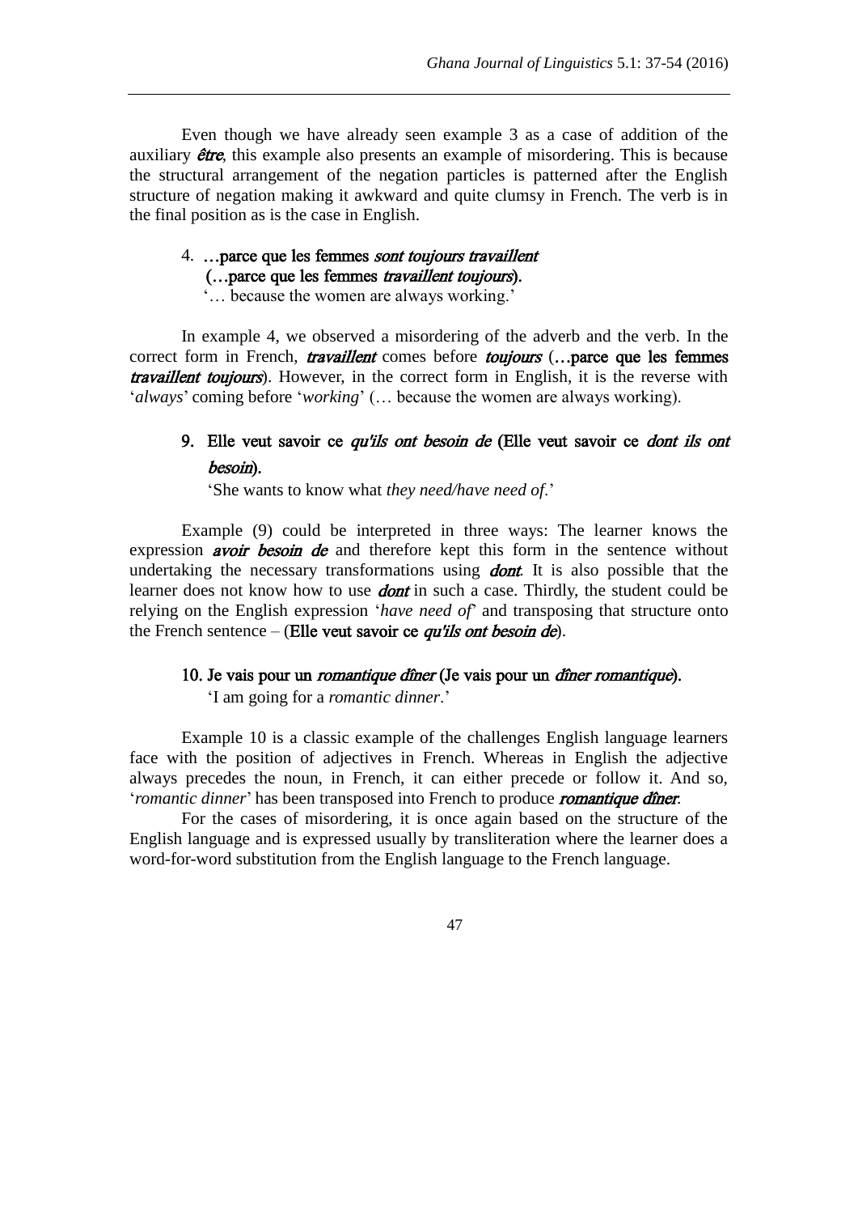Even though we have already seen example 3 as a case of addition of the auxiliary ***être***, this example also presents an example of misordering. This is because the structural arrangement of the negation particles is patterned after the English structure of negation making it awkward and quite clumsy in French. The verb is in the final position as is the case in English.

4. **…parce que les femmes *sont toujours travaillent***
   **(…parce que les femmes *travaillent toujours*).**
   '… because the women are always working.'

In example 4, we observed a misordering of the adverb and the verb. In the correct form in French, ***travaillent*** comes before ***toujours*** (**…parce que les femmes *travaillent toujours***). However, in the correct form in English, it is the reverse with '*always*' coming before '*working*' (… because the women are always working).

9. **Elle veut savoir ce *qu'ils ont besoin de* (Elle veut savoir ce *dont ils ont besoin*).**
   'She wants to know what *they need/have need of*.'

Example (9) could be interpreted in three ways: The learner knows the expression ***avoir besoin de*** and therefore kept this form in the sentence without undertaking the necessary transformations using ***dont***. It is also possible that the learner does not know how to use ***dont*** in such a case. Thirdly, the student could be relying on the English expression '*have need of*' and transposing that structure onto the French sentence – (**Elle veut savoir ce *qu'ils ont besoin de***).

10. **Je vais pour un *romantique dîner* (Je vais pour un *dîner romantique*).**
    'I am going for a *romantic dinner*.'

Example 10 is a classic example of the challenges English language learners face with the position of adjectives in French. Whereas in English the adjective always precedes the noun, in French, it can either precede or follow it. And so, '*romantic dinner*' has been transposed into French to produce ***romantique dîner***.

For the cases of misordering, it is once again based on the structure of the English language and is expressed usually by transliteration where the learner does a word-for-word substitution from the English language to the French language.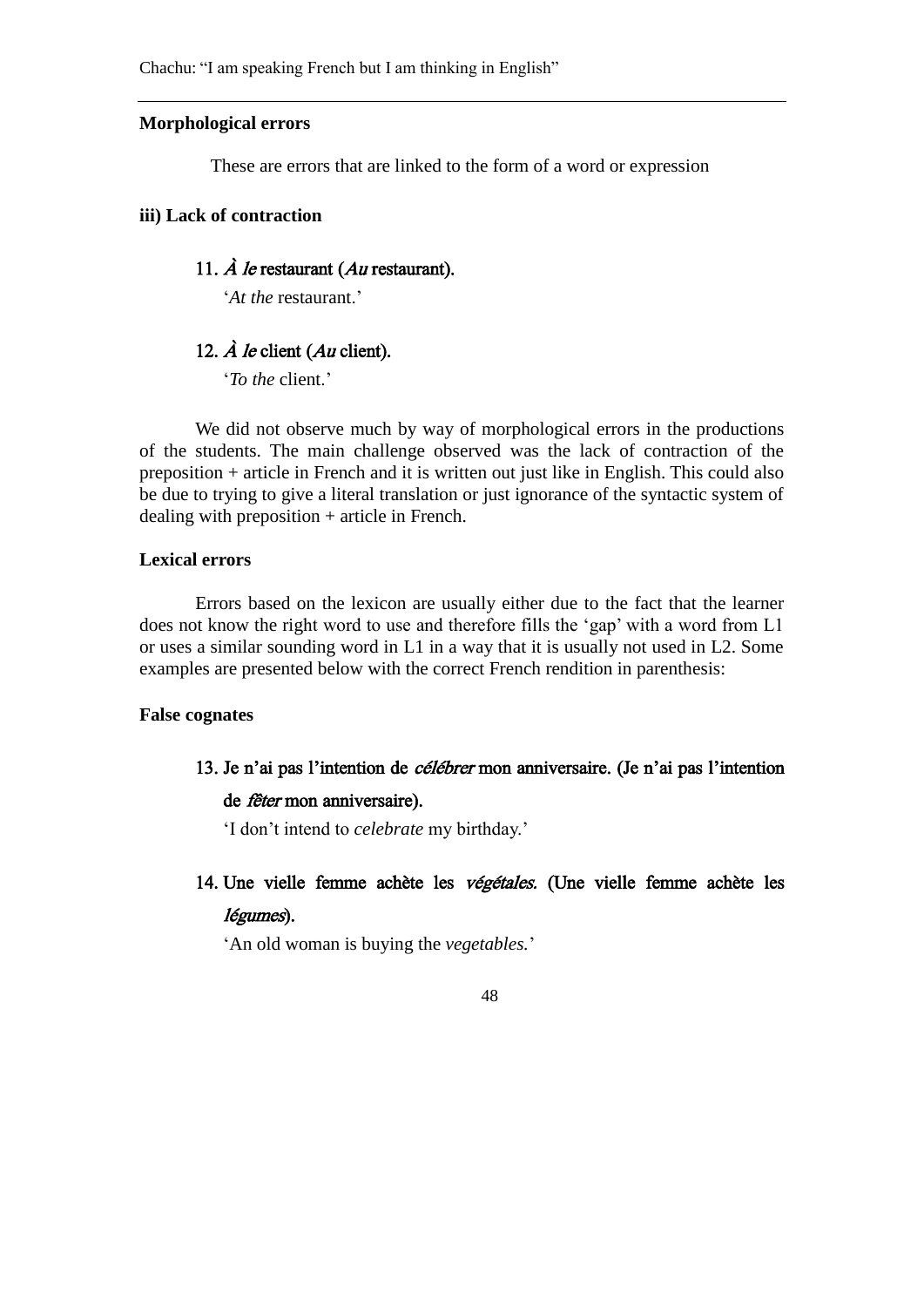**Morphological errors**

These are errors that are linked to the form of a word or expression

**iii) Lack of contraction**

11. ***À le* restaurant (*Au* restaurant).**

    '*At the* restaurant.'

12. ***À le* client (*Au* client).**

    '*To the* client.'

We did not observe much by way of morphological errors in the productions of the students. The main challenge observed was the lack of contraction of the preposition + article in French and it is written out just like in English. This could also be due to trying to give a literal translation or just ignorance of the syntactic system of dealing with preposition + article in French.

**Lexical errors**

Errors based on the lexicon are usually either due to the fact that the learner does not know the right word to use and therefore fills the 'gap' with a word from L1 or uses a similar sounding word in L1 in a way that it is usually not used in L2. Some examples are presented below with the correct French rendition in parenthesis:

**False cognates**

13. **Je n'ai pas l'intention de *célébrer* mon anniversaire. (Je n'ai pas l'intention de *fêter* mon anniversaire).**

    'I don't intend to *celebrate* my birthday.'

14. **Une vielle femme achète les *végétales*. (Une vielle femme achète les *légumes*).**

    'An old woman is buying the *vegetables.*'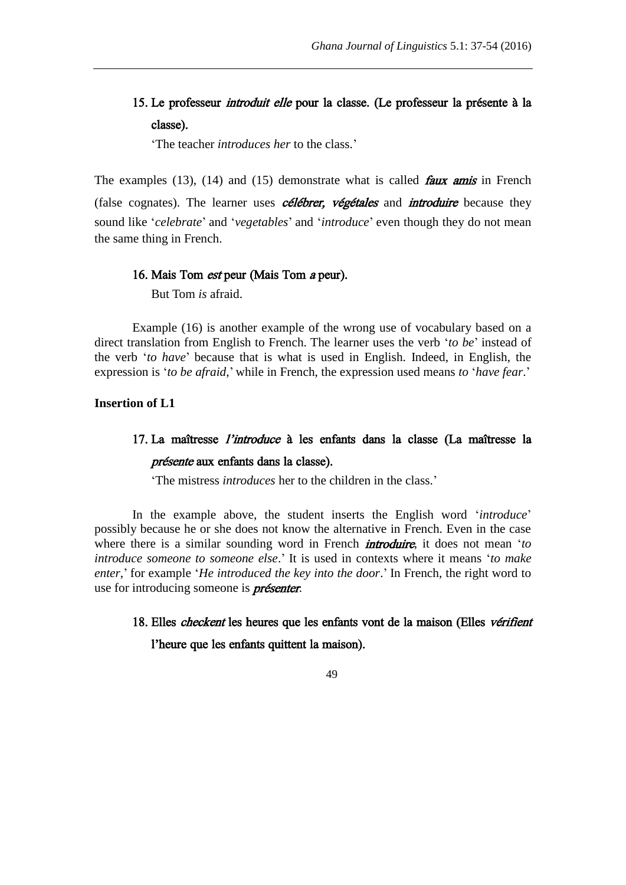15. Le professeur *introduit elle* pour la classe. (Le professeur la présente à la classe).

    'The teacher *introduces her* to the class.'

The examples (13), (14) and (15) demonstrate what is called ***faux amis*** in French (false cognates). The learner uses ***célébrer, végétales*** and ***introduire*** because they sound like '*celebrate*' and '*vegetables*' and '*introduce*' even though they do not mean the same thing in French.

16. Mais Tom *est* peur (Mais Tom *a* peur).

    But Tom *is* afraid.

Example (16) is another example of the wrong use of vocabulary based on a direct translation from English to French. The learner uses the verb '*to be*' instead of the verb '*to have*' because that is what is used in English. Indeed, in English, the expression is '*to be afraid*,' while in French, the expression used means *to* '*have fear*.'

**Insertion of L1**

17. La maîtresse *l'introduce* à les enfants dans la classe (La maîtresse la *présente* aux enfants dans la classe).

    'The mistress *introduces* her to the children in the class.'

In the example above, the student inserts the English word '*introduce*' possibly because he or she does not know the alternative in French. Even in the case where there is a similar sounding word in French ***introduire***, it does not mean '*to introduce someone to someone else*.' It is used in contexts where it means '*to make enter*,' for example '*He introduced the key into the door*.' In French, the right word to use for introducing someone is ***présenter***.

18. Elles *checkent* les heures que les enfants vont de la maison (Elles *vérifient* l'heure que les enfants quittent la maison).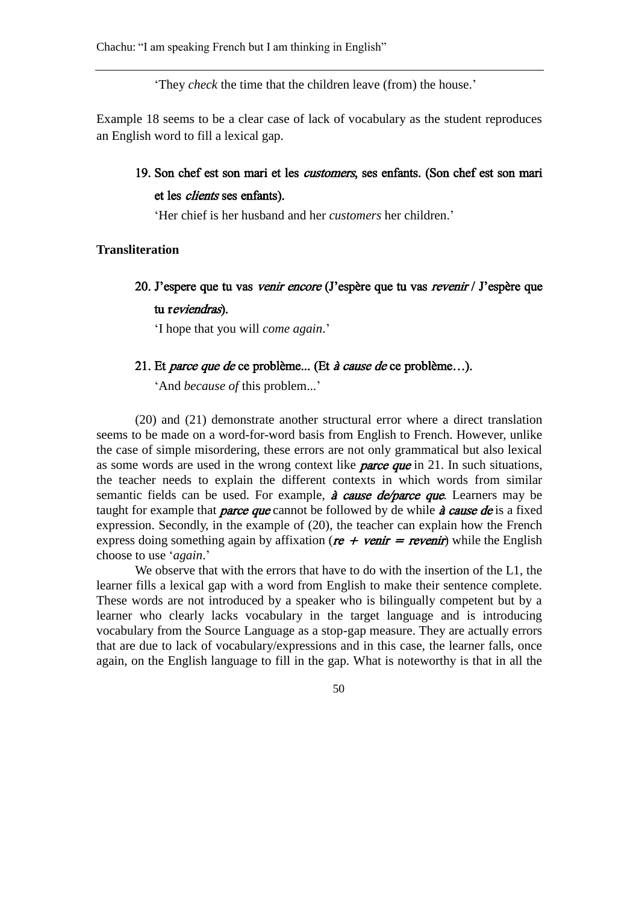'They *check* the time that the children leave (from) the house.'

Example 18 seems to be a clear case of lack of vocabulary as the student reproduces an English word to fill a lexical gap.

19. **Son chef est son mari et les *customers*, ses enfants. (Son chef est son mari et les *clients* ses enfants).**

    'Her chief is her husband and her *customers* her children.'

**Transliteration**

20. **J'espere que tu vas *venir encore* (J'espère que tu vas *revenir* / J'espère que tu r*eviendras*).**

    'I hope that you will *come again*.'

21. **Et *parce que de* ce problème... (Et *à cause de* ce problème…).**

    'And *because of* this problem...'

(20) and (21) demonstrate another structural error where a direct translation seems to be made on a word-for-word basis from English to French. However, unlike the case of simple misordering, these errors are not only grammatical but also lexical as some words are used in the wrong context like ***parce que*** in 21. In such situations, the teacher needs to explain the different contexts in which words from similar semantic fields can be used. For example, ***à cause de/parce que***. Learners may be taught for example that ***parce que*** cannot be followed by de while ***à cause de*** is a fixed expression. Secondly, in the example of (20), the teacher can explain how the French express doing something again by affixation (***re + venir = revenir***) while the English choose to use '*again*.'

We observe that with the errors that have to do with the insertion of the L1, the learner fills a lexical gap with a word from English to make their sentence complete. These words are not introduced by a speaker who is bilingually competent but by a learner who clearly lacks vocabulary in the target language and is introducing vocabulary from the Source Language as a stop-gap measure. They are actually errors that are due to lack of vocabulary/expressions and in this case, the learner falls, once again, on the English language to fill in the gap. What is noteworthy is that in all the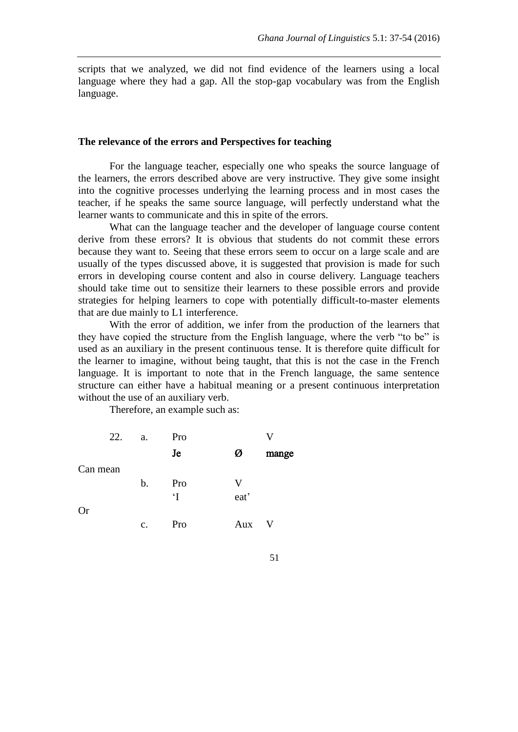scripts that we analyzed, we did not find evidence of the learners using a local language where they had a gap. All the stop-gap vocabulary was from the English language.

## The relevance of the errors and Perspectives for teaching

For the language teacher, especially one who speaks the source language of the learners, the errors described above are very instructive. They give some insight into the cognitive processes underlying the learning process and in most cases the teacher, if he speaks the same source language, will perfectly understand what the learner wants to communicate and this in spite of the errors.

What can the language teacher and the developer of language course content derive from these errors? It is obvious that students do not commit these errors because they want to. Seeing that these errors seem to occur on a large scale and are usually of the types discussed above, it is suggested that provision is made for such errors in developing course content and also in course delivery. Language teachers should take time out to sensitize their learners to these possible errors and provide strategies for helping learners to cope with potentially difficult-to-master elements that are due mainly to L1 interference.

With the error of addition, we infer from the production of the learners that they have copied the structure from the English language, where the verb "to be" is used as an auxiliary in the present continuous tense. It is therefore quite difficult for the learner to imagine, without being taught, that this is not the case in the French language. It is important to note that in the French language, the same sentence structure can either have a habitual meaning or a present continuous interpretation without the use of an auxiliary verb.

Therefore, an example such as:

| 22. | a. | Pro | | V |
|---|---|---|---|---|
| | | **Je** | **Ø** | **mange** |

Can mean

| | b. | Pro | V |
|---|---|---|---|
| | | 'I | eat' |

Or

| | c. | Pro | Aux | V |
|---|---|---|---|---|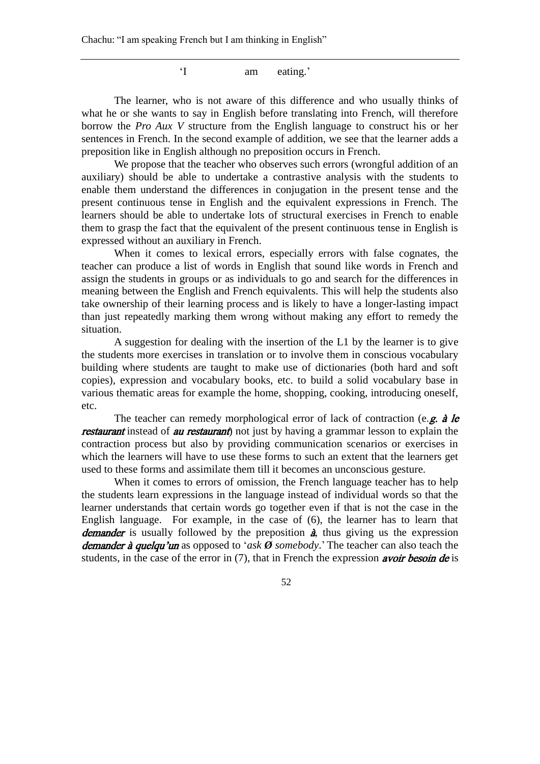'I am eating.'

The learner, who is not aware of this difference and who usually thinks of what he or she wants to say in English before translating into French, will therefore borrow the *Pro Aux V* structure from the English language to construct his or her sentences in French. In the second example of addition, we see that the learner adds a preposition like in English although no preposition occurs in French.

We propose that the teacher who observes such errors (wrongful addition of an auxiliary) should be able to undertake a contrastive analysis with the students to enable them understand the differences in conjugation in the present tense and the present continuous tense in English and the equivalent expressions in French. The learners should be able to undertake lots of structural exercises in French to enable them to grasp the fact that the equivalent of the present continuous tense in English is expressed without an auxiliary in French.

When it comes to lexical errors, especially errors with false cognates, the teacher can produce a list of words in English that sound like words in French and assign the students in groups or as individuals to go and search for the differences in meaning between the English and French equivalents. This will help the students also take ownership of their learning process and is likely to have a longer-lasting impact than just repeatedly marking them wrong without making any effort to remedy the situation.

A suggestion for dealing with the insertion of the L1 by the learner is to give the students more exercises in translation or to involve them in conscious vocabulary building where students are taught to make use of dictionaries (both hard and soft copies), expression and vocabulary books, etc. to build a solid vocabulary base in various thematic areas for example the home, shopping, cooking, introducing oneself, etc.

The teacher can remedy morphological error of lack of contraction (e.*g. à le restaurant* instead of *au restaurant*) not just by having a grammar lesson to explain the contraction process but also by providing communication scenarios or exercises in which the learners will have to use these forms to such an extent that the learners get used to these forms and assimilate them till it becomes an unconscious gesture.

When it comes to errors of omission, the French language teacher has to help the students learn expressions in the language instead of individual words so that the learner understands that certain words go together even if that is not the case in the English language. For example, in the case of (6), the learner has to learn that *demander* is usually followed by the preposition *à*, thus giving us the expression *demander à quelqu'un* as opposed to '*ask Ø somebody*.' The teacher can also teach the students, in the case of the error in (7), that in French the expression *avoir besoin de* is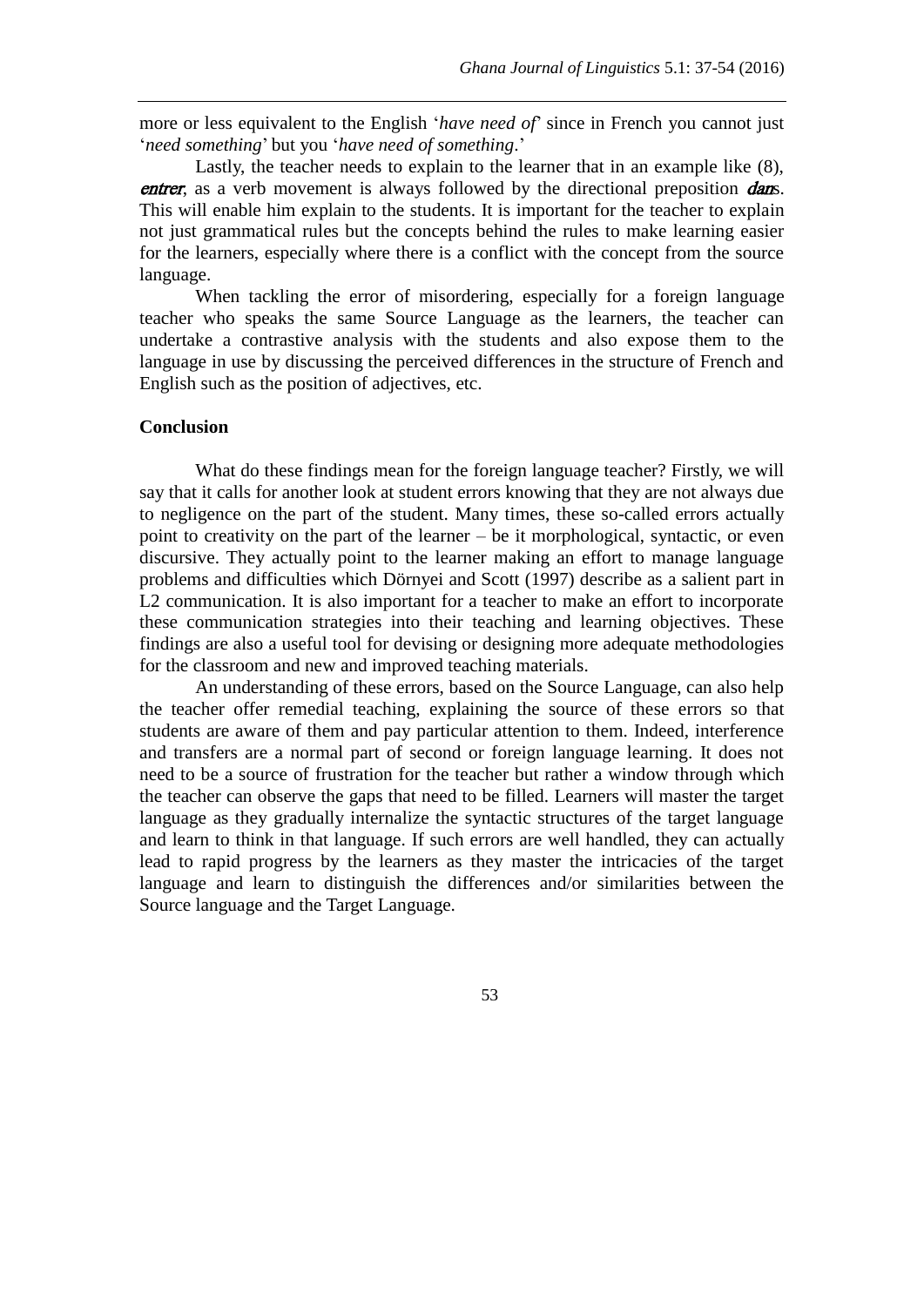more or less equivalent to the English '*have need of*' since in French you cannot just '*need something*' but you '*have need of something*.'

Lastly, the teacher needs to explain to the learner that in an example like (8), ***entrer***, as a verb movement is always followed by the directional preposition ***dans***. This will enable him explain to the students. It is important for the teacher to explain not just grammatical rules but the concepts behind the rules to make learning easier for the learners, especially where there is a conflict with the concept from the source language.

When tackling the error of misordering, especially for a foreign language teacher who speaks the same Source Language as the learners, the teacher can undertake a contrastive analysis with the students and also expose them to the language in use by discussing the perceived differences in the structure of French and English such as the position of adjectives, etc.

## Conclusion

What do these findings mean for the foreign language teacher? Firstly, we will say that it calls for another look at student errors knowing that they are not always due to negligence on the part of the student. Many times, these so-called errors actually point to creativity on the part of the learner – be it morphological, syntactic, or even discursive. They actually point to the learner making an effort to manage language problems and difficulties which Dörnyei and Scott (1997) describe as a salient part in L2 communication. It is also important for a teacher to make an effort to incorporate these communication strategies into their teaching and learning objectives. These findings are also a useful tool for devising or designing more adequate methodologies for the classroom and new and improved teaching materials.

An understanding of these errors, based on the Source Language, can also help the teacher offer remedial teaching, explaining the source of these errors so that students are aware of them and pay particular attention to them. Indeed, interference and transfers are a normal part of second or foreign language learning. It does not need to be a source of frustration for the teacher but rather a window through which the teacher can observe the gaps that need to be filled. Learners will master the target language as they gradually internalize the syntactic structures of the target language and learn to think in that language. If such errors are well handled, they can actually lead to rapid progress by the learners as they master the intricacies of the target language and learn to distinguish the differences and/or similarities between the Source language and the Target Language.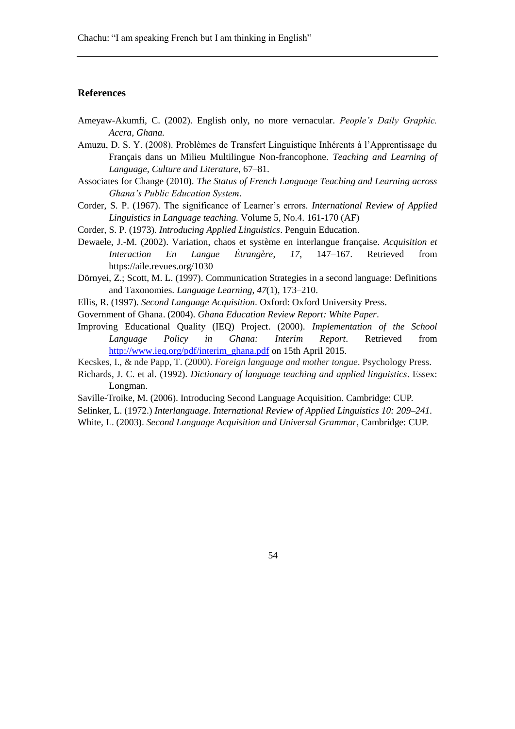## References

Ameyaw-Akumfi, C. (2002). English only, no more vernacular. *People's Daily Graphic. Accra, Ghana.*

Amuzu, D. S. Y. (2008). Problèmes de Transfert Linguistique Inhérents à l'Apprentissage du Français dans un Milieu Multilingue Non-francophone. *Teaching and Learning of Language, Culture and Literature*, 67–81.

Associates for Change (2010). *The Status of French Language Teaching and Learning across Ghana's Public Education System*.

Corder, S. P. (1967). The significance of Learner's errors. *International Review of Applied Linguistics in Language teaching.* Volume 5, No.4. 161-170 (AF)

Corder, S. P. (1973). *Introducing Applied Linguistics*. Penguin Education.

Dewaele, J.-M. (2002). Variation, chaos et système en interlangue française. *Acquisition et Interaction En Langue Étrangère*, *17*, 147–167. Retrieved from https://aile.revues.org/1030

Dörnyei, Z.; Scott, M. L. (1997). Communication Strategies in a second language: Definitions and Taxonomies. *Language Learning*, *47*(1), 173–210.

Ellis, R. (1997). *Second Language Acquisition*. Oxford: Oxford University Press.

Government of Ghana. (2004). *Ghana Education Review Report: White Paper*.

Improving Educational Quality (IEQ) Project. (2000). *Implementation of the School Language Policy in Ghana: Interim Report*. Retrieved from http://www.ieq.org/pdf/interim_ghana.pdf on 15th April 2015.

Kecskes, I., & nde Papp, T. (2000). *Foreign language and mother tongue*. Psychology Press.

Richards, J. C. et al. (1992). *Dictionary of language teaching and applied linguistics*. Essex: Longman.

Saville-Troike, M. (2006). Introducing Second Language Acquisition. Cambridge: CUP.

Selinker, L. (1972.) *Interlanguage. International Review of Applied Linguistics 10: 209–241.*

White, L. (2003). *Second Language Acquisition and Universal Grammar*, Cambridge: CUP.